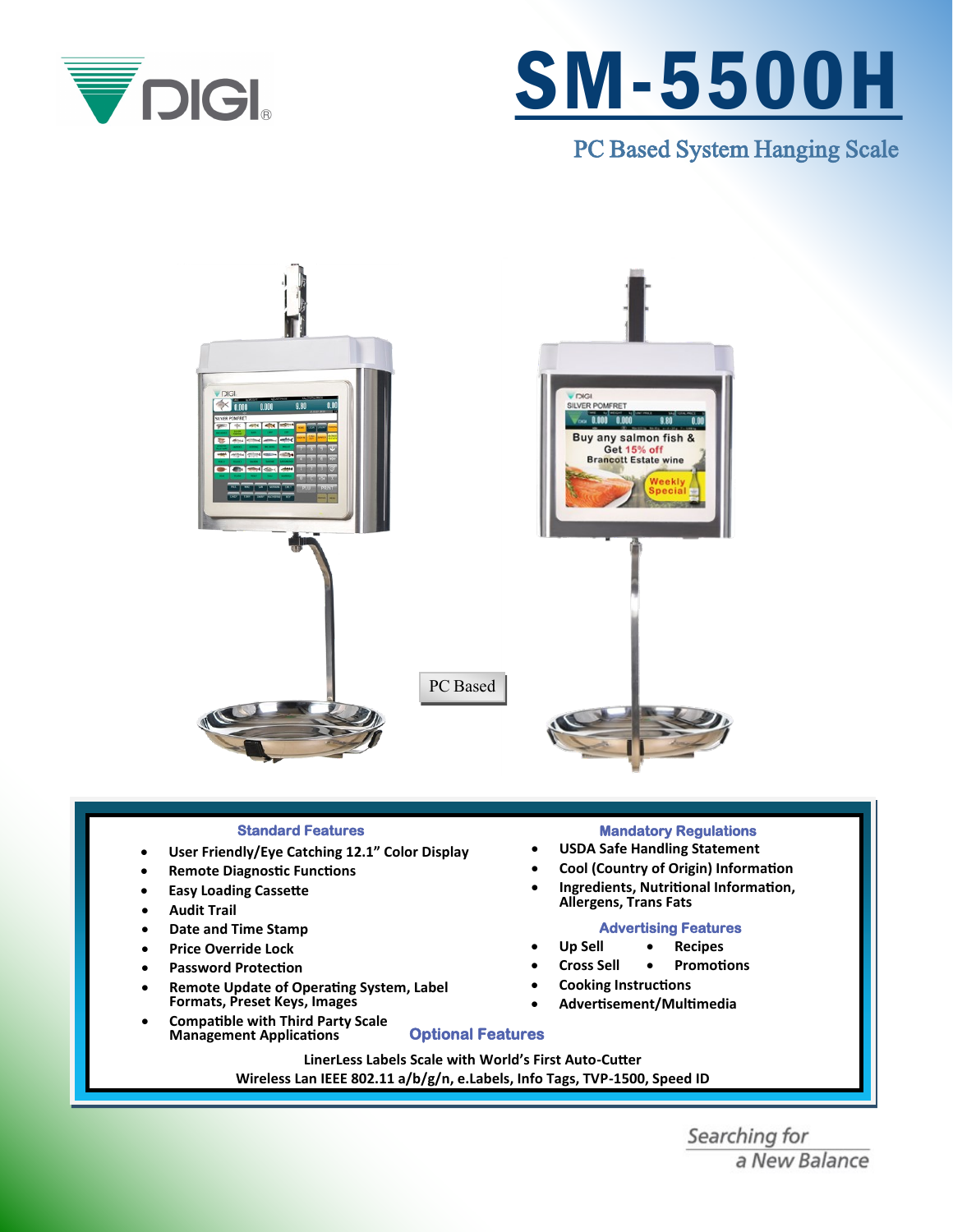DIGI

# SM-5500H

## PC Based System Hanging Scale

PC Based

### Standard Features

- User Friendly/Eye Catching 12.1" Color Display
- Remote Diagnostic Functions
- Easy Loading Cassette
- Audit Trail
- Date and Time Stamp
- Price Override Lock
- Password Protection
- Remote Update of Operating System, Label Formats, Preset Keys, Images
- Compatible with Third Party Scale Management Applications

### Mandatory Regulations

- USDA Safe Handling Statement
- Cool (Country of Origin) Information
- Ingredients, Nutritional Information, Allergens, Trans Fats

### Advertising Features

- Up Sell
- Recipes
- Cross Sell
- Promotions
- Cooking Instructions
- Advertisement/Multimedia

### Optional Features

LinerLess Labels Scale with World's First Auto-Cutter
Wireless Lan IEEE 802.11 a/b/g/n, e.Labels, Info Tags, TVP-1500, Speed ID

*Searching for a New Balance*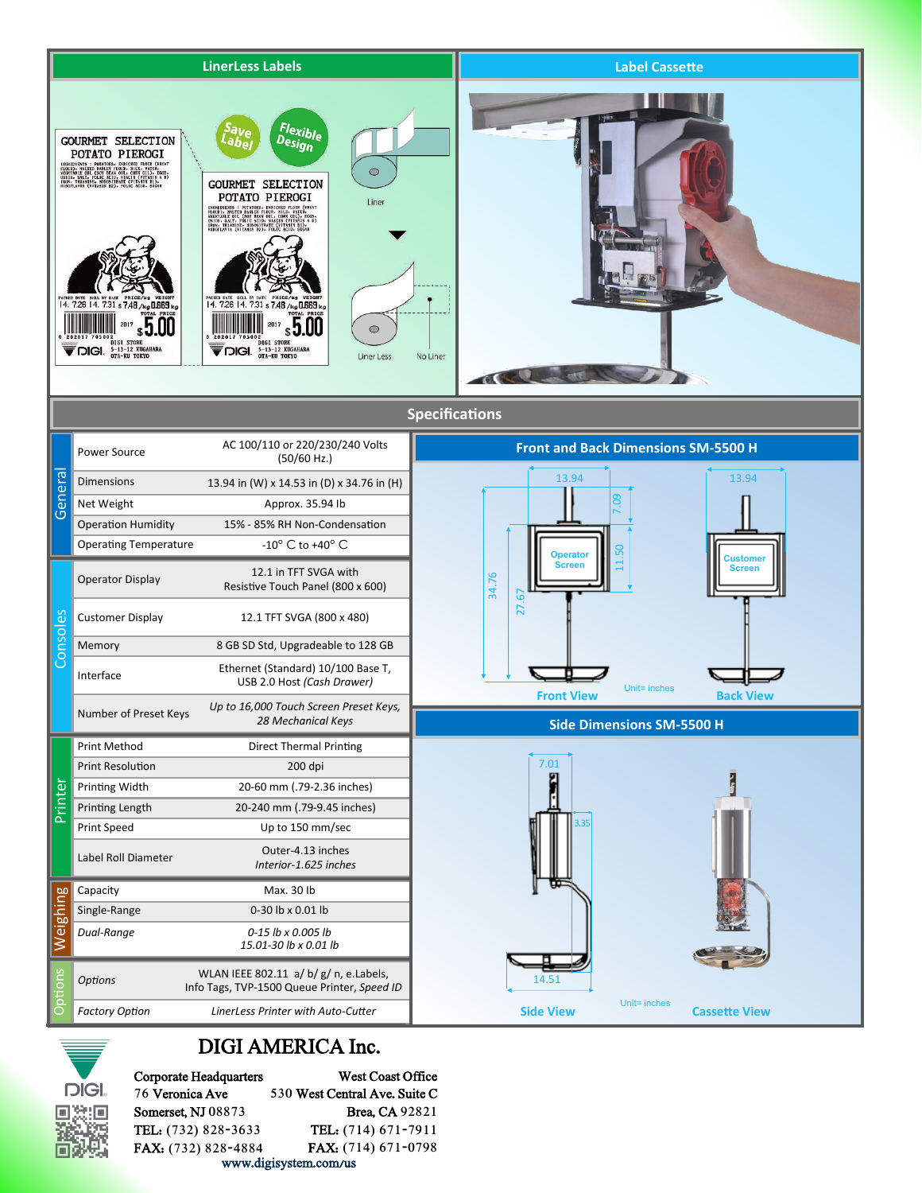## LinerLess Labels

Save Label

Flexible Design

Liner

Liner Less

No Liner

## Label Cassette

## Specifications

| | | |
|---|---|---|
| General | Power Source | AC 100/110 or 220/230/240 Volts (50/60 Hz.) |
| | Dimensions | 13.94 in (W) x 14.53 in (D) x 34.76 in (H) |
| | Net Weight | Approx. 35.94 lb |
| | Operation Humidity | 15% - 85% RH Non-Condensation |
| | Operating Temperature | -10° C to +40° C |
| Consoles | Operator Display | 12.1 in TFT SVGA with Resistive Touch Panel (800 x 600) |
| | Customer Display | 12.1 TFT SVGA (800 x 480) |
| | Memory | 8 GB SD Std, Upgradeable to 128 GB |
| | Interface | Ethernet (Standard) 10/100 Base T, USB 2.0 Host *(Cash Drawer)* |
| | Number of Preset Keys | *Up to 16,000 Touch Screen Preset Keys, 28 Mechanical Keys* |
| Printer | Print Method | Direct Thermal Printing |
| | Print Resolution | 200 dpi |
| | Printing Width | 20-60 mm (.79-2.36 inches) |
| | Printing Length | 20-240 mm (.79-9.45 inches) |
| | Print Speed | Up to 150 mm/sec |
| | Label Roll Diameter | Outer-4.13 inches *Interior-1.625 inches* |
| Weighing | Capacity | Max. 30 lb |
| | Single-Range | 0-30 lb x 0.01 lb |
| | *Dual-Range* | *0-15 lb x 0.005 lb 15.01-30 lb x 0.01 lb* |
| Options | *Options* | WLAN IEEE 802.11 a/ b/ g/ n, e.Labels, Info Tags, TVP-1500 Queue Printer, *Speed ID* |
| | *Factory Option* | *LinerLess Printer with Auto-Cutter* |

### Front and Back Dimensions SM-5500 H

13.94

7.09

11.50

34.76

27.67

Operator Screen

Customer Screen

Unit= inches

Front View

Back View

### Side Dimensions SM-5500 H

7.01

3.35

14.51

Unit= inches

Side View

Cassette View

## DIGI AMERICA Inc.

| Corporate Headquarters | West Coast Office |
|---|---|
| 76 Veronica Ave | 530 West Central Ave. Suite C |
| Somerset, NJ 08873 | Brea, CA 92821 |
| TEL: (732) 828-3633 | TEL: (714) 671-7911 |
| FAX: (732) 828-4884 | FAX: (714) 671-0798 |

www.digisystem.com/us